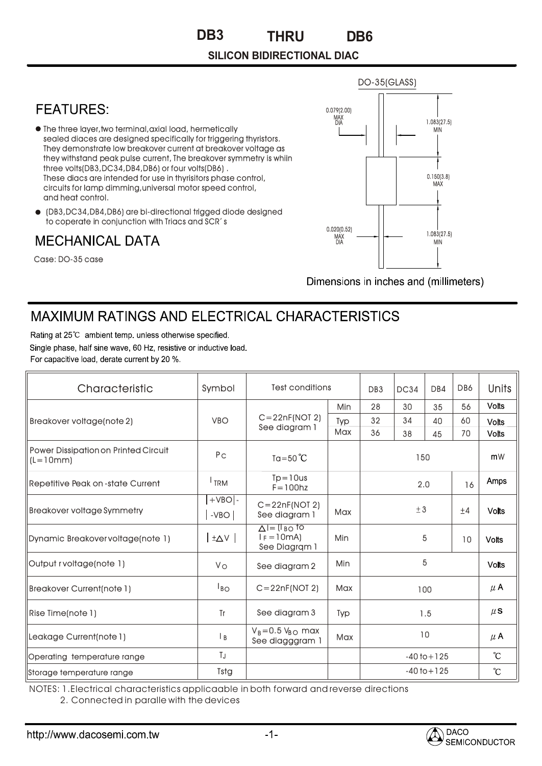# DB3 THRU DB6

**SILICON BIDIRECTIONAL DIAC**

## FEATURES:

- The three layer,two terminal,axial load, hermetically sealed diaces are designed specifically for triggering thyristors. They demonstrate low breakover current at breakover voltage as they withstand peak pulse current, The breakover symmetry is whiin three volts(DB3,DC34,DB4,DB6) or four volts(DB6) . These diacs are intended for use in thyrisitors phase control, circuits for lamp dimming,universal motor speed control, and heat control.
- (DB3,DC34,DB4,DB6) are bi-directional trigged diode designed to coperate in conjunction with Triacs and SCR' s

DO-35(GLASS)

0.079(2.00) MAX DIA

1.083(27.5) MIN

0.150(3.8) MAX

0.020(0.52) MAX DIA

1.083(27.5) MIN

Dimensions in inches and (millimeters)

## MECHANICAL DATA

Case: DO-35 case

## MAXIMUM RATINGS AND ELECTRICAL CHARACTERISTICS

Rating at 25℃ ambient temp. unless otherwise specified.

Single phase, half sine wave, 60 Hz, resistive or inductive load.

For capacitive load, derate current by 20 %.

| Characteristic | Symbol | Test conditions | | DB3 | DC34 | DB4 | DB6 | Units |
|---|---|---|---|---|---|---|---|---|
| Breakover voltage(note 2) | VBO | C=22nF(NOT 2) See diagram 1 | Min | 28 | 30 | 35 | 56 | Volts |
| | | | Typ | 32 | 34 | 40 | 60 | Volts |
| | | | Max | 36 | 38 | 45 | 70 | Volts |
| Power Dissipation on Printed Circuit (L=10mm) | Pc | Ta=50℃ | | 150 | | | | mW |
| Repetitive Peak on -state Current | $I_{TRM}$ | Tp=10us F=100hz | | 2.0 | | | 16 | Amps |
| Breakover voltage Symmetry | \|+VBO\|- \|-VBO\| | C=22nF(NOT 2) See diagram 1 | Max | ±3 | | | ±4 | Volts |
| Dynamic Breakover voltage(note 1) | \|±ΔV\| | ΔI= ($I_{BO}$ to $I_F$=10mA) See Diagrqm 1 | Min | 5 | | | 10 | Volts |
| Output r voltage(note 1) | $V_O$ | See diagram 2 | Min | 5 | | | | Volts |
| Breakover Current(note 1) | $I_{BO}$ | C=22nF(NOT 2) | Max | 100 | | | | μA |
| Rise Time(note 1) | Tr | See diagram 3 | Typ | 1.5 | | | | μs |
| Leakage Current(note 1) | $I_B$ | $V_B$=0.5 $V_{BO}$ max See diagggram 1 | Max | 10 | | | | μA |
| Operating temperature range | TJ | | | -40 to+125 | | | | ℃ |
| Storage temperature range | Tstg | | | -40 to+125 | | | | ℃ |

NOTES: 1.Electrical characteristics applicaable in both forward and reverse directions

2. Connected in paralle with the devices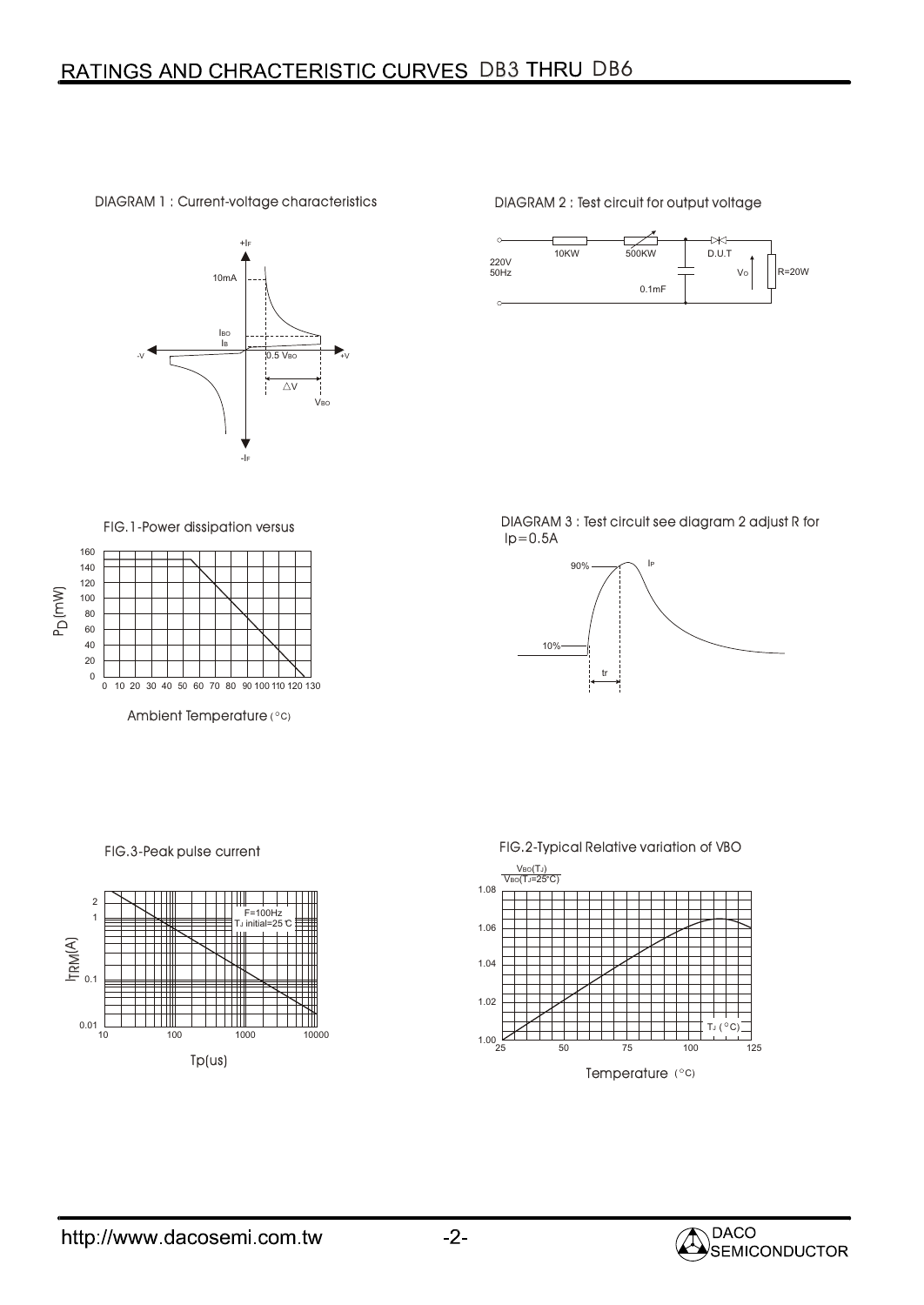# RATINGS AND CHRACTERISTIC CURVES DB3 THRU DB6

DIAGRAM 1 : Current-voltage characteristics

+IF
10mA
IBO
IB
-V
0.5 VBO
+V
△V
VBO
-IF

DIAGRAM 2 : Test circuit for output voltage

10KW
500KW
D.U.T
220V
50Hz
VO
R=20W
0.1mF

FIG.1-Power dissipation versus

160
140
120
100
80
60
40
20
0
0 10 20 30 40 50 60 70 80 90 100 110 120 130

$P_D$(mW)

Ambient Temperature (°C)

DIAGRAM 3 : Test circuit see diagram 2 adjust R for Ip=0.5A

90%
IP
10%
tr

FIG.3-Peak pulse current

2
1
0.1
0.01
10 100 1000 10000

F=100Hz
$T_J$ initial=25℃

$I_{TRM}$(A)

Tp(us)

FIG.2-Typical Relative variation of VBO

$\frac{V_{BO}(T_J)}{V_{BO}(T_J=25°C)}$

1.08
1.06
1.04
1.02
1.00
25 50 75 100 125

$T_J$ (°C)

Temperature (°C)